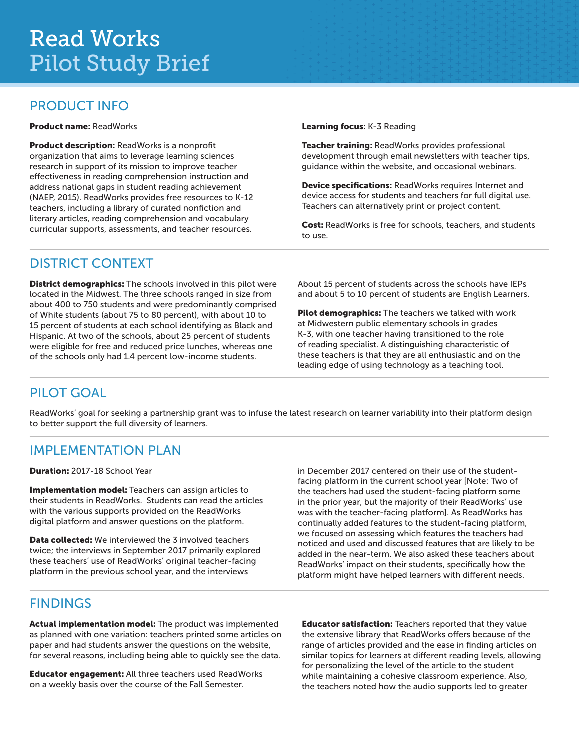# Read Works
## Pilot Study Brief

## PRODUCT INFO

**Product name:** ReadWorks

**Product description:** ReadWorks is a nonprofit organization that aims to leverage learning sciences research in support of its mission to improve teacher effectiveness in reading comprehension instruction and address national gaps in student reading achievement (NAEP, 2015). ReadWorks provides free resources to K-12 teachers, including a library of curated nonfiction and literary articles, reading comprehension and vocabulary curricular supports, assessments, and teacher resources.

**Learning focus:** K-3 Reading

**Teacher training:** ReadWorks provides professional development through email newsletters with teacher tips, guidance within the website, and occasional webinars.

**Device specifications:** ReadWorks requires Internet and device access for students and teachers for full digital use. Teachers can alternatively print or project content.

**Cost:** ReadWorks is free for schools, teachers, and students to use.

## DISTRICT CONTEXT

**District demographics:** The schools involved in this pilot were located in the Midwest. The three schools ranged in size from about 400 to 750 students and were predominantly comprised of White students (about 75 to 80 percent), with about 10 to 15 percent of students at each school identifying as Black and Hispanic. At two of the schools, about 25 percent of students were eligible for free and reduced price lunches, whereas one of the schools only had 1.4 percent low-income students. About 15 percent of students across the schools have IEPs and about 5 to 10 percent of students are English Learners.

**Pilot demographics:** The teachers we talked with work at Midwestern public elementary schools in grades K-3, with one teacher having transitioned to the role of reading specialist. A distinguishing characteristic of these teachers is that they are all enthusiastic and on the leading edge of using technology as a teaching tool.

## PILOT GOAL

ReadWorks' goal for seeking a partnership grant was to infuse the latest research on learner variability into their platform design to better support the full diversity of learners.

## IMPLEMENTATION PLAN

**Duration:** 2017-18 School Year

**Implementation model:** Teachers can assign articles to their students in ReadWorks. Students can read the articles with the various supports provided on the ReadWorks digital platform and answer questions on the platform.

**Data collected:** We interviewed the 3 involved teachers twice; the interviews in September 2017 primarily explored these teachers' use of ReadWorks' original teacher-facing platform in the previous school year, and the interviews in December 2017 centered on their use of the student-facing platform in the current school year [Note: Two of the teachers had used the student-facing platform some in the prior year, but the majority of their ReadWorks' use was with the teacher-facing platform]. As ReadWorks has continually added features to the student-facing platform, we focused on assessing which features the teachers had noticed and used and discussed features that are likely to be added in the near-term. We also asked these teachers about ReadWorks' impact on their students, specifically how the platform might have helped learners with different needs.

## FINDINGS

**Actual implementation model:** The product was implemented as planned with one variation: teachers printed some articles on paper and had students answer the questions on the website, for several reasons, including being able to quickly see the data.

**Educator engagement:** All three teachers used ReadWorks on a weekly basis over the course of the Fall Semester.

**Educator satisfaction:** Teachers reported that they value the extensive library that ReadWorks offers because of the range of articles provided and the ease in finding articles on similar topics for learners at different reading levels, allowing for personalizing the level of the article to the student while maintaining a cohesive classroom experience. Also, the teachers noted how the audio supports led to greater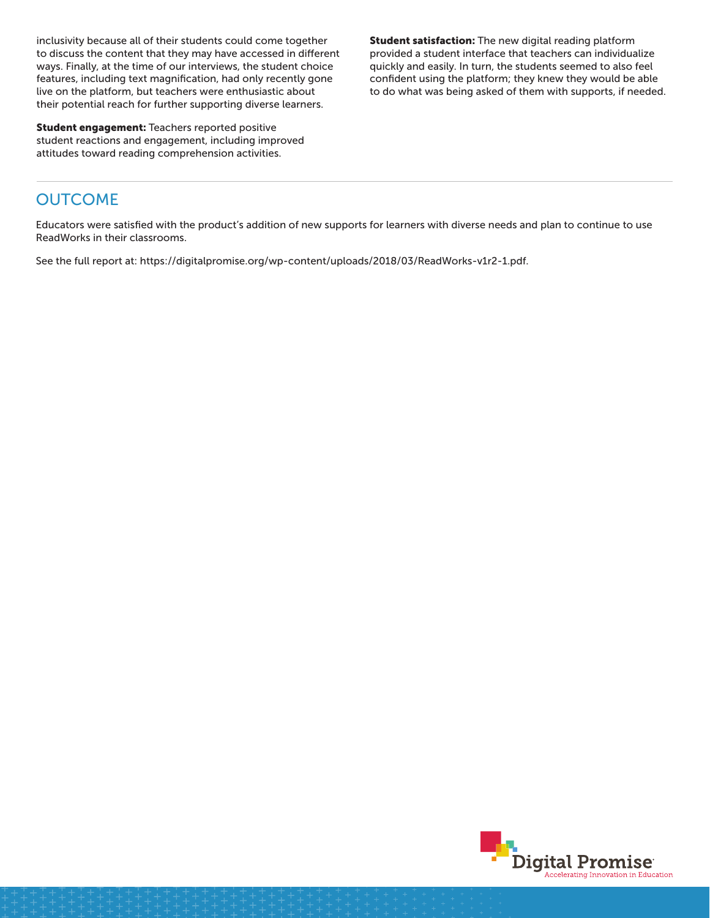inclusivity because all of their students could come together to discuss the content that they may have accessed in different ways. Finally, at the time of our interviews, the student choice features, including text magnification, had only recently gone live on the platform, but teachers were enthusiastic about their potential reach for further supporting diverse learners.

**Student engagement:** Teachers reported positive student reactions and engagement, including improved attitudes toward reading comprehension activities.

**Student satisfaction:** The new digital reading platform provided a student interface that teachers can individualize quickly and easily. In turn, the students seemed to also feel confident using the platform; they knew they would be able to do what was being asked of them with supports, if needed.

## OUTCOME

Educators were satisfied with the product's addition of new supports for learners with diverse needs and plan to continue to use ReadWorks in their classrooms.

See the full report at: https://digitalpromise.org/wp-content/uploads/2018/03/ReadWorks-v1r2-1.pdf.

Digital Promise
Accelerating Innovation in Education